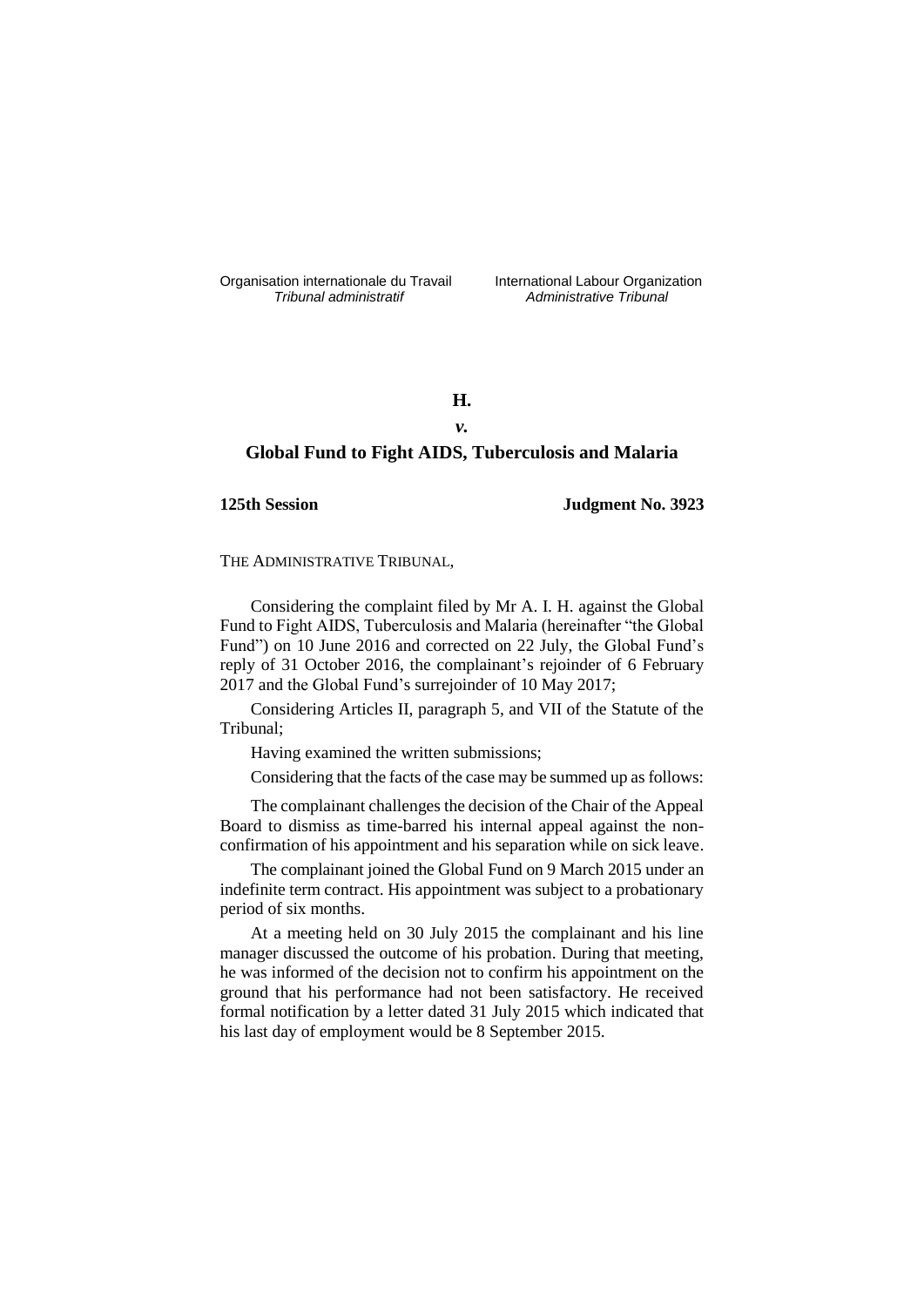Organisation internationale du Travail
*Tribunal administratif*

International Labour Organization
*Administrative Tribunal*

**H.**

***v.***

**Global Fund to Fight AIDS, Tuberculosis and Malaria**

**125th Session** **Judgment No. 3923**

THE ADMINISTRATIVE TRIBUNAL,

Considering the complaint filed by Mr A. I. H. against the Global Fund to Fight AIDS, Tuberculosis and Malaria (hereinafter "the Global Fund") on 10 June 2016 and corrected on 22 July, the Global Fund's reply of 31 October 2016, the complainant's rejoinder of 6 February 2017 and the Global Fund's surrejoinder of 10 May 2017;

Considering Articles II, paragraph 5, and VII of the Statute of the Tribunal;

Having examined the written submissions;

Considering that the facts of the case may be summed up as follows:

The complainant challenges the decision of the Chair of the Appeal Board to dismiss as time-barred his internal appeal against the non-confirmation of his appointment and his separation while on sick leave.

The complainant joined the Global Fund on 9 March 2015 under an indefinite term contract. His appointment was subject to a probationary period of six months.

At a meeting held on 30 July 2015 the complainant and his line manager discussed the outcome of his probation. During that meeting, he was informed of the decision not to confirm his appointment on the ground that his performance had not been satisfactory. He received formal notification by a letter dated 31 July 2015 which indicated that his last day of employment would be 8 September 2015.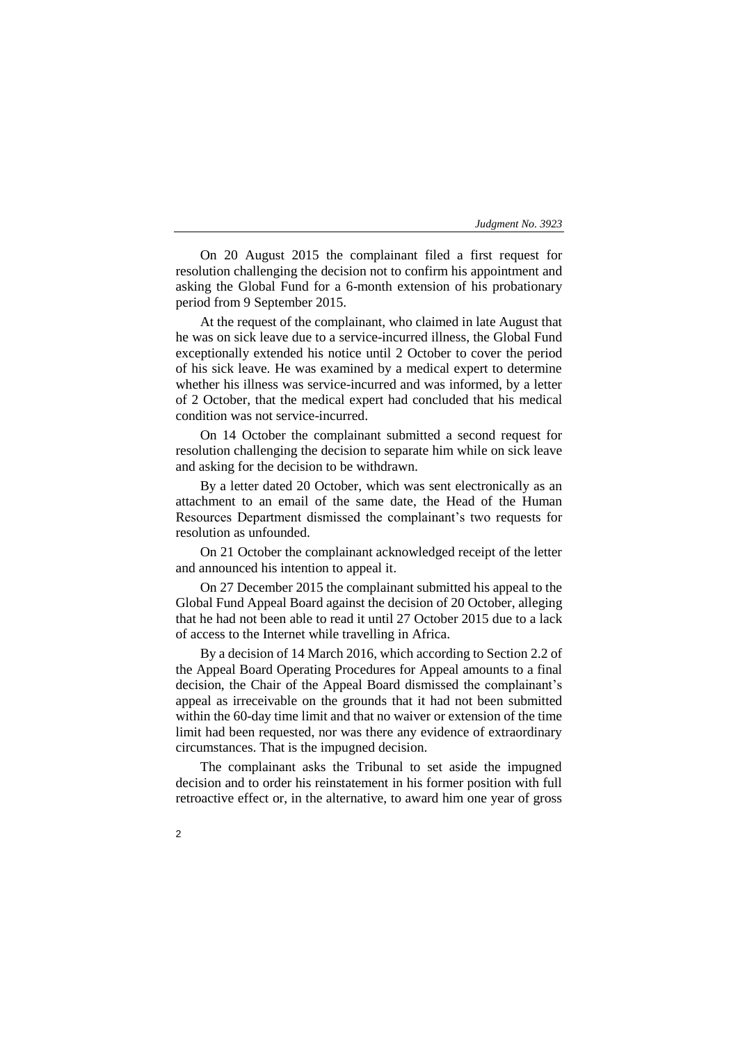On 20 August 2015 the complainant filed a first request for resolution challenging the decision not to confirm his appointment and asking the Global Fund for a 6-month extension of his probationary period from 9 September 2015.

At the request of the complainant, who claimed in late August that he was on sick leave due to a service-incurred illness, the Global Fund exceptionally extended his notice until 2 October to cover the period of his sick leave. He was examined by a medical expert to determine whether his illness was service-incurred and was informed, by a letter of 2 October, that the medical expert had concluded that his medical condition was not service-incurred.

On 14 October the complainant submitted a second request for resolution challenging the decision to separate him while on sick leave and asking for the decision to be withdrawn.

By a letter dated 20 October, which was sent electronically as an attachment to an email of the same date, the Head of the Human Resources Department dismissed the complainant's two requests for resolution as unfounded.

On 21 October the complainant acknowledged receipt of the letter and announced his intention to appeal it.

On 27 December 2015 the complainant submitted his appeal to the Global Fund Appeal Board against the decision of 20 October, alleging that he had not been able to read it until 27 October 2015 due to a lack of access to the Internet while travelling in Africa.

By a decision of 14 March 2016, which according to Section 2.2 of the Appeal Board Operating Procedures for Appeal amounts to a final decision, the Chair of the Appeal Board dismissed the complainant's appeal as irreceivable on the grounds that it had not been submitted within the 60-day time limit and that no waiver or extension of the time limit had been requested, nor was there any evidence of extraordinary circumstances. That is the impugned decision.

The complainant asks the Tribunal to set aside the impugned decision and to order his reinstatement in his former position with full retroactive effect or, in the alternative, to award him one year of gross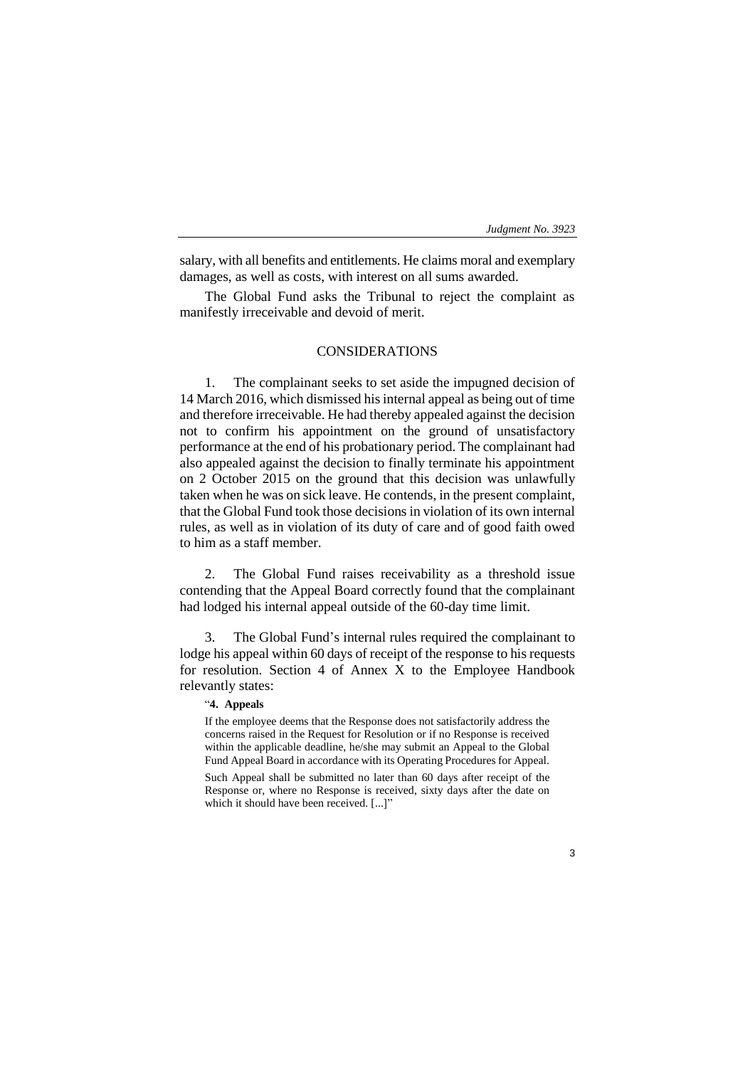salary, with all benefits and entitlements. He claims moral and exemplary damages, as well as costs, with interest on all sums awarded.

The Global Fund asks the Tribunal to reject the complaint as manifestly irreceivable and devoid of merit.

## CONSIDERATIONS

1. The complainant seeks to set aside the impugned decision of 14 March 2016, which dismissed his internal appeal as being out of time and therefore irreceivable. He had thereby appealed against the decision not to confirm his appointment on the ground of unsatisfactory performance at the end of his probationary period. The complainant had also appealed against the decision to finally terminate his appointment on 2 October 2015 on the ground that this decision was unlawfully taken when he was on sick leave. He contends, in the present complaint, that the Global Fund took those decisions in violation of its own internal rules, as well as in violation of its duty of care and of good faith owed to him as a staff member.

2. The Global Fund raises receivability as a threshold issue contending that the Appeal Board correctly found that the complainant had lodged his internal appeal outside of the 60-day time limit.

3. The Global Fund's internal rules required the complainant to lodge his appeal within 60 days of receipt of the response to his requests for resolution. Section 4 of Annex X to the Employee Handbook relevantly states:

> "**4. Appeals**
>
> If the employee deems that the Response does not satisfactorily address the concerns raised in the Request for Resolution or if no Response is received within the applicable deadline, he/she may submit an Appeal to the Global Fund Appeal Board in accordance with its Operating Procedures for Appeal.
>
> Such Appeal shall be submitted no later than 60 days after receipt of the Response or, where no Response is received, sixty days after the date on which it should have been received. [...]"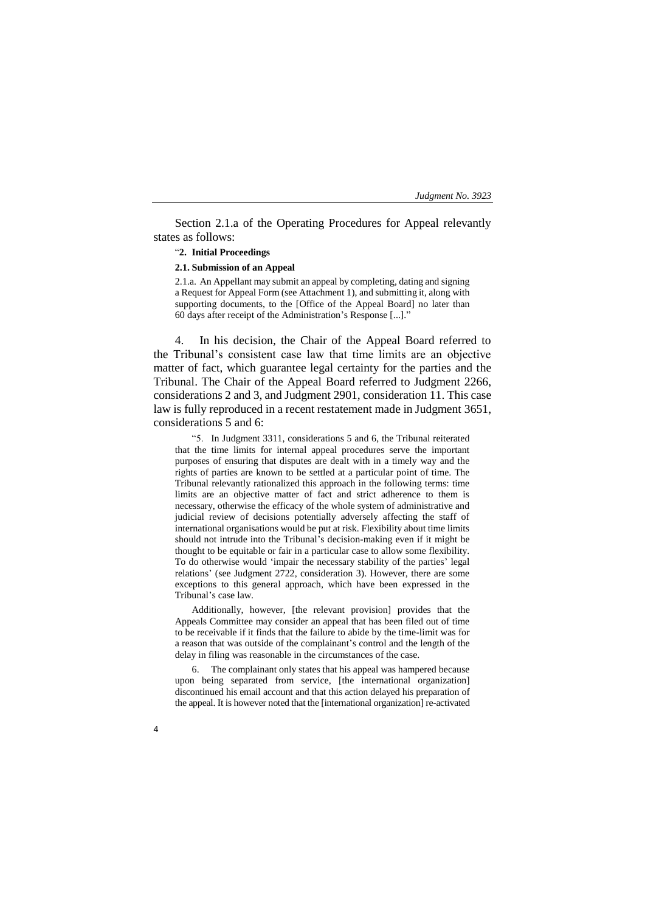Section 2.1.a of the Operating Procedures for Appeal relevantly states as follows:

> "**2. Initial Proceedings**
>
> **2.1. Submission of an Appeal**
>
> 2.1.a. An Appellant may submit an appeal by completing, dating and signing a Request for Appeal Form (see Attachment 1), and submitting it, along with supporting documents, to the [Office of the Appeal Board] no later than 60 days after receipt of the Administration's Response [...]."

4. In his decision, the Chair of the Appeal Board referred to the Tribunal's consistent case law that time limits are an objective matter of fact, which guarantee legal certainty for the parties and the Tribunal. The Chair of the Appeal Board referred to Judgment 2266, considerations 2 and 3, and Judgment 2901, consideration 11. This case law is fully reproduced in a recent restatement made in Judgment 3651, considerations 5 and 6:

> "5. In Judgment 3311, considerations 5 and 6, the Tribunal reiterated that the time limits for internal appeal procedures serve the important purposes of ensuring that disputes are dealt with in a timely way and the rights of parties are known to be settled at a particular point of time. The Tribunal relevantly rationalized this approach in the following terms: time limits are an objective matter of fact and strict adherence to them is necessary, otherwise the efficacy of the whole system of administrative and judicial review of decisions potentially adversely affecting the staff of international organisations would be put at risk. Flexibility about time limits should not intrude into the Tribunal's decision-making even if it might be thought to be equitable or fair in a particular case to allow some flexibility. To do otherwise would 'impair the necessary stability of the parties' legal relations' (see Judgment 2722, consideration 3). However, there are some exceptions to this general approach, which have been expressed in the Tribunal's case law.
>
> Additionally, however, [the relevant provision] provides that the Appeals Committee may consider an appeal that has been filed out of time to be receivable if it finds that the failure to abide by the time-limit was for a reason that was outside of the complainant's control and the length of the delay in filing was reasonable in the circumstances of the case.
>
> 6. The complainant only states that his appeal was hampered because upon being separated from service, [the international organization] discontinued his email account and that this action delayed his preparation of the appeal. It is however noted that the [international organization] re-activated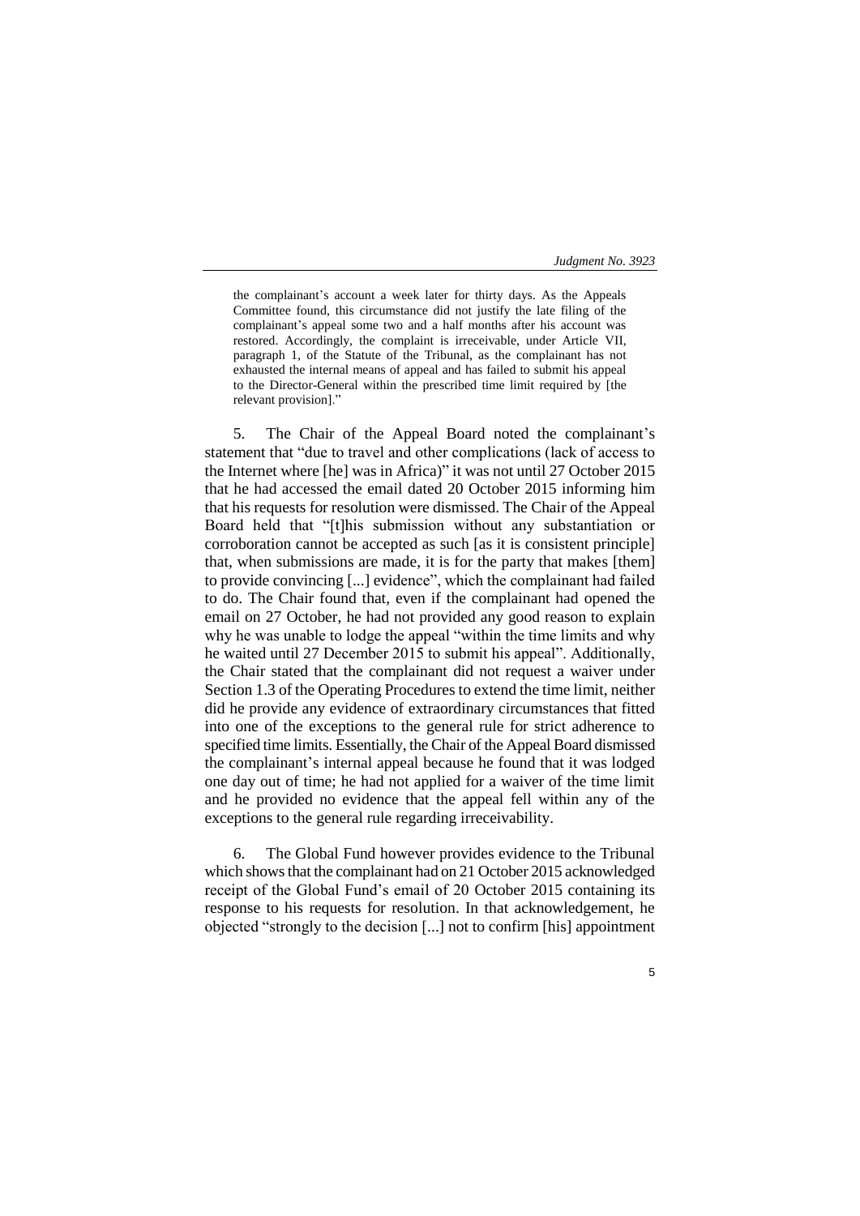the complainant's account a week later for thirty days. As the Appeals Committee found, this circumstance did not justify the late filing of the complainant's appeal some two and a half months after his account was restored. Accordingly, the complaint is irreceivable, under Article VII, paragraph 1, of the Statute of the Tribunal, as the complainant has not exhausted the internal means of appeal and has failed to submit his appeal to the Director-General within the prescribed time limit required by [the relevant provision]."

5. The Chair of the Appeal Board noted the complainant's statement that "due to travel and other complications (lack of access to the Internet where [he] was in Africa)" it was not until 27 October 2015 that he had accessed the email dated 20 October 2015 informing him that his requests for resolution were dismissed. The Chair of the Appeal Board held that "[t]his submission without any substantiation or corroboration cannot be accepted as such [as it is consistent principle] that, when submissions are made, it is for the party that makes [them] to provide convincing [...] evidence", which the complainant had failed to do. The Chair found that, even if the complainant had opened the email on 27 October, he had not provided any good reason to explain why he was unable to lodge the appeal "within the time limits and why he waited until 27 December 2015 to submit his appeal". Additionally, the Chair stated that the complainant did not request a waiver under Section 1.3 of the Operating Procedures to extend the time limit, neither did he provide any evidence of extraordinary circumstances that fitted into one of the exceptions to the general rule for strict adherence to specified time limits. Essentially, the Chair of the Appeal Board dismissed the complainant's internal appeal because he found that it was lodged one day out of time; he had not applied for a waiver of the time limit and he provided no evidence that the appeal fell within any of the exceptions to the general rule regarding irreceivability.

6. The Global Fund however provides evidence to the Tribunal which shows that the complainant had on 21 October 2015 acknowledged receipt of the Global Fund's email of 20 October 2015 containing its response to his requests for resolution. In that acknowledgement, he objected "strongly to the decision [...] not to confirm [his] appointment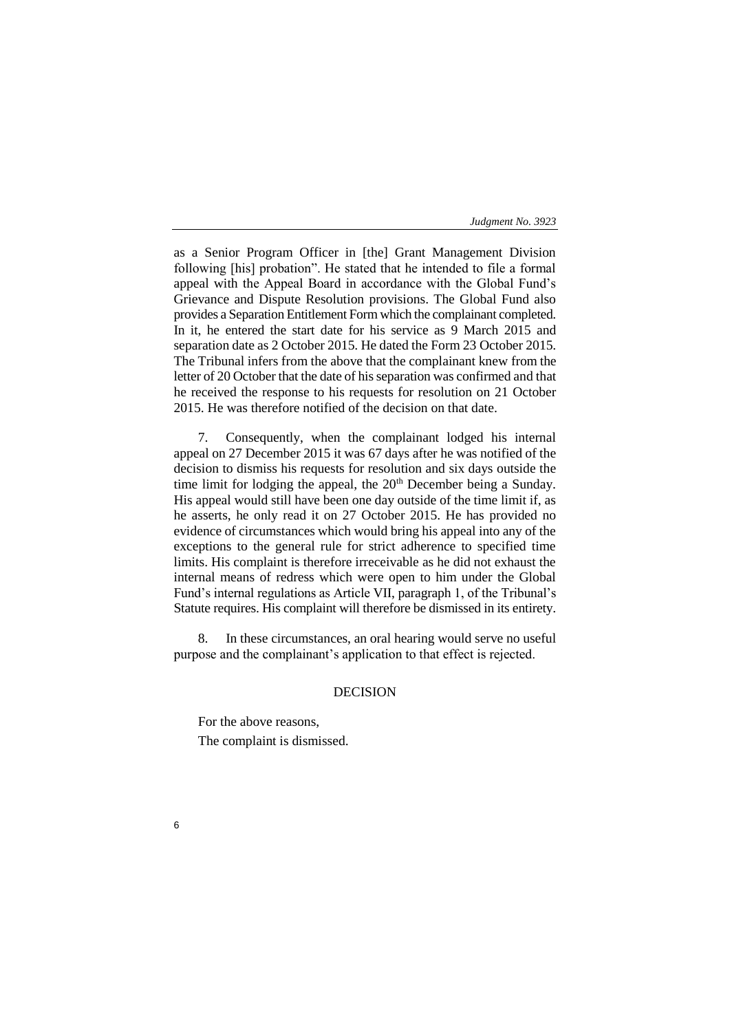as a Senior Program Officer in [the] Grant Management Division following [his] probation". He stated that he intended to file a formal appeal with the Appeal Board in accordance with the Global Fund's Grievance and Dispute Resolution provisions. The Global Fund also provides a Separation Entitlement Form which the complainant completed. In it, he entered the start date for his service as 9 March 2015 and separation date as 2 October 2015. He dated the Form 23 October 2015. The Tribunal infers from the above that the complainant knew from the letter of 20 October that the date of his separation was confirmed and that he received the response to his requests for resolution on 21 October 2015. He was therefore notified of the decision on that date.

7. Consequently, when the complainant lodged his internal appeal on 27 December 2015 it was 67 days after he was notified of the decision to dismiss his requests for resolution and six days outside the time limit for lodging the appeal, the 20th December being a Sunday. His appeal would still have been one day outside of the time limit if, as he asserts, he only read it on 27 October 2015. He has provided no evidence of circumstances which would bring his appeal into any of the exceptions to the general rule for strict adherence to specified time limits. His complaint is therefore irreceivable as he did not exhaust the internal means of redress which were open to him under the Global Fund's internal regulations as Article VII, paragraph 1, of the Tribunal's Statute requires. His complaint will therefore be dismissed in its entirety.

8. In these circumstances, an oral hearing would serve no useful purpose and the complainant's application to that effect is rejected.

## DECISION

For the above reasons,

The complaint is dismissed.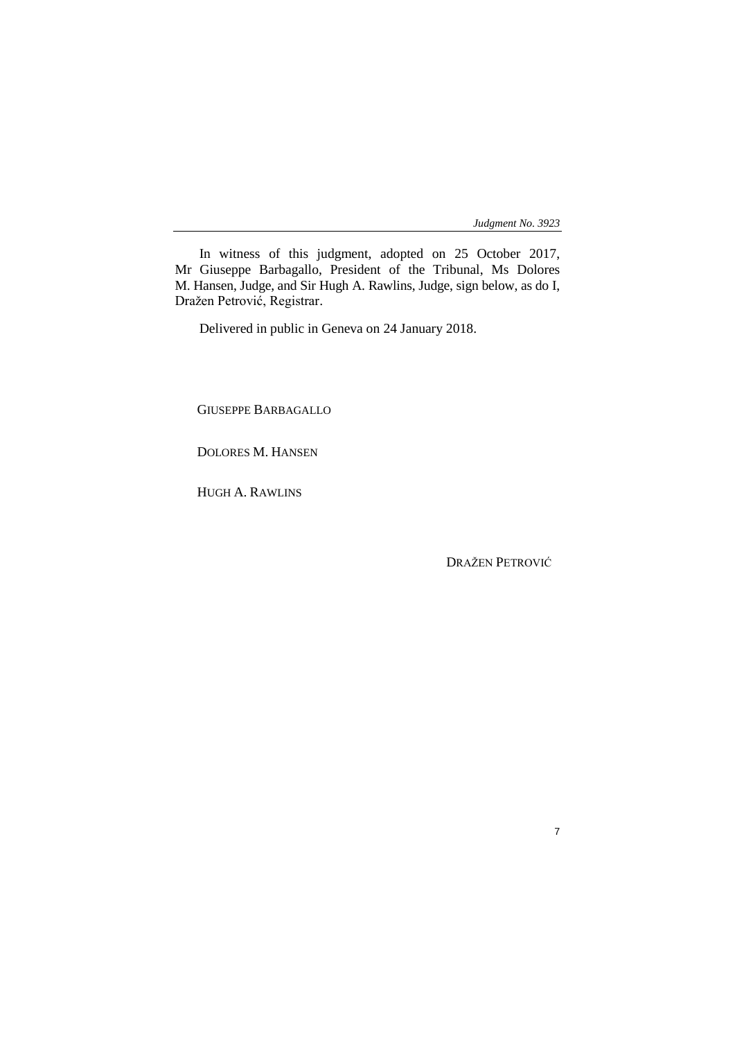In witness of this judgment, adopted on 25 October 2017, Mr Giuseppe Barbagallo, President of the Tribunal, Ms Dolores M. Hansen, Judge, and Sir Hugh A. Rawlins, Judge, sign below, as do I, Dražen Petrović, Registrar.

Delivered in public in Geneva on 24 January 2018.

GIUSEPPE BARBAGALLO

DOLORES M. HANSEN

HUGH A. RAWLINS

DRAŽEN PETROVIĆ